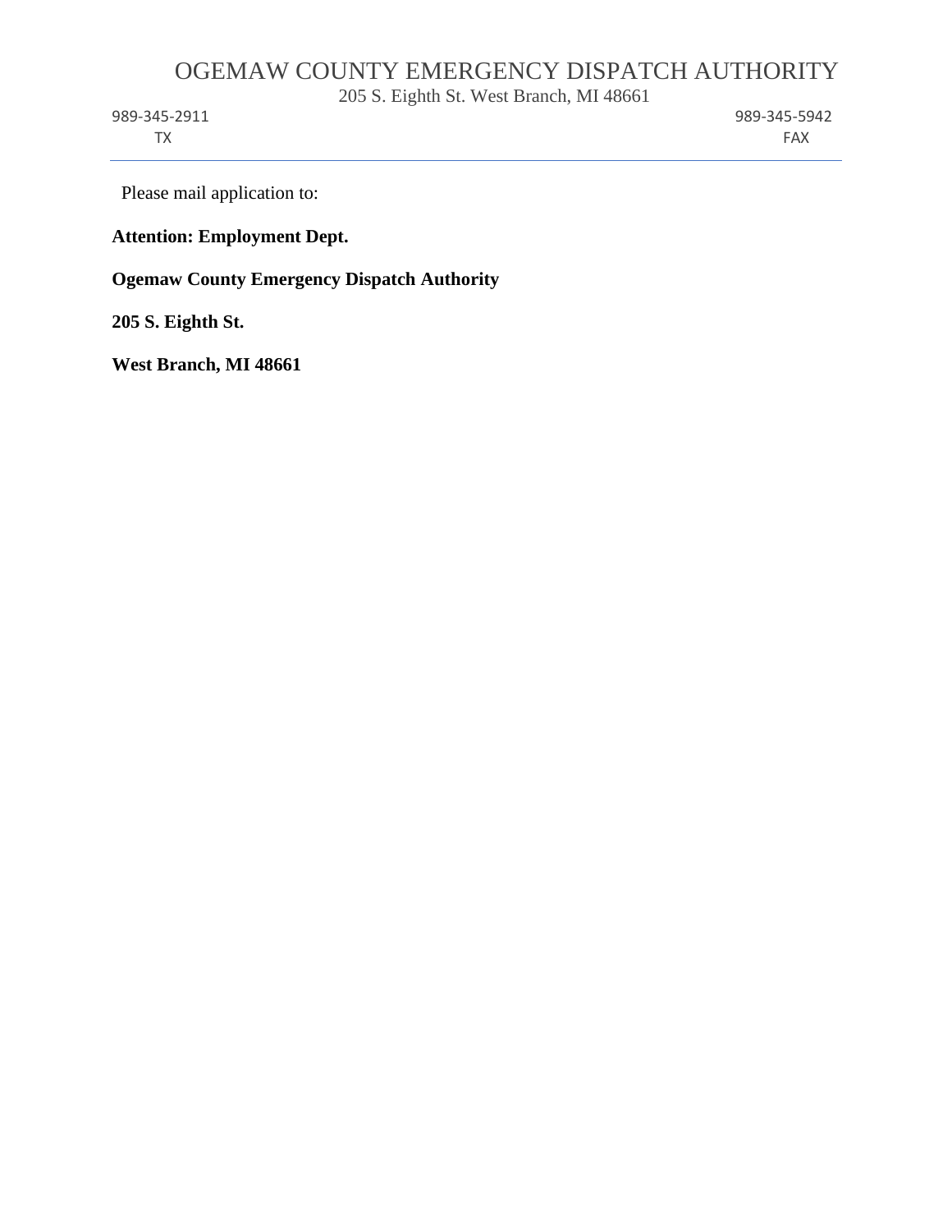# OGEMAW COUNTY EMERGENCY DISPATCH AUTHORITY

205 S. Eighth St. West Branch, MI 48661

989-345-2911 TX | 989-345-5942 FAX

---

Please mail application to:

**Attention: Employment Dept.**

**Ogemaw County Emergency Dispatch Authority**

**205 S. Eighth St.**

**West Branch, MI 48661**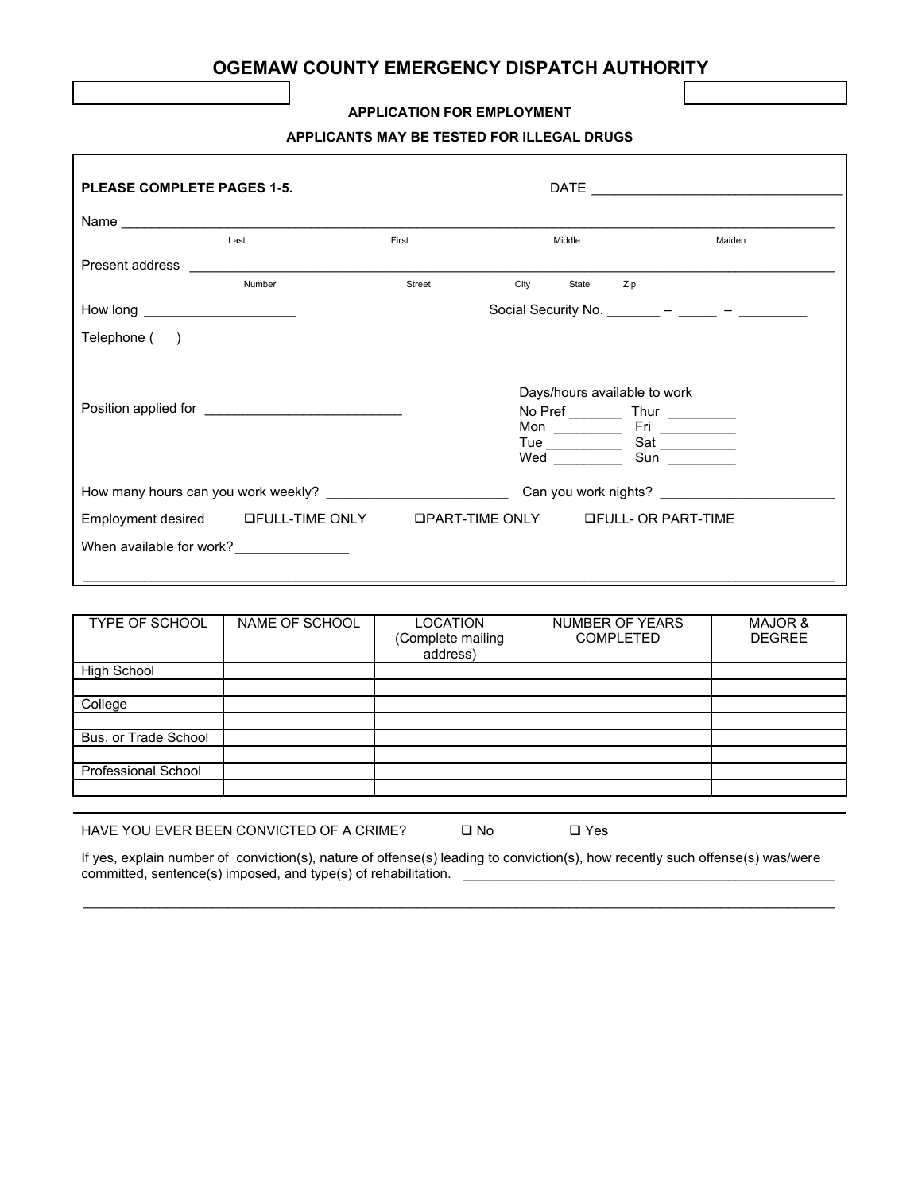# OGEMAW COUNTY EMERGENCY DISPATCH AUTHORITY

**APPLICATION FOR EMPLOYMENT**

**APPLICANTS MAY BE TESTED FOR ILLEGAL DRUGS**

**PLEASE COMPLETE PAGES 1-5.** DATE ________________________________

Name ________________________________________________________________________________
Last First Middle Maiden

Present address ________________________________________________________________________
Number Street City State Zip

How long ____________________ Social Security No. _______ – _____ – _________

Telephone (   ) _______________

Position applied for __________________________

Days/hours available to work
No Pref _______ Thur _________
Mon _________ Fri _________
Tue __________ Sat __________
Wed _________ Sun _________

How many hours can you work weekly? ________________________ Can you work nights? _______________________

Employment desired ❑FULL-TIME ONLY ❑PART-TIME ONLY ❑FULL- OR PART-TIME

When available for work? _______________

_____________________________________________________________________________________________

| TYPE OF SCHOOL | NAME OF SCHOOL | LOCATION (Complete mailing address) | NUMBER OF YEARS COMPLETED | MAJOR & DEGREE |
|---|---|---|---|---|
| High School | | | | |
| | | | | |
| College | | | | |
| | | | | |
| Bus. or Trade School | | | | |
| | | | | |
| Professional School | | | | |
| | | | | |

HAVE YOU EVER BEEN CONVICTED OF A CRIME? ❑ No ❑ Yes

If yes, explain number of conviction(s), nature of offense(s) leading to conviction(s), how recently such offense(s) was/were committed, sentence(s) imposed, and type(s) of rehabilitation. ___________________________________________________

_____________________________________________________________________________________________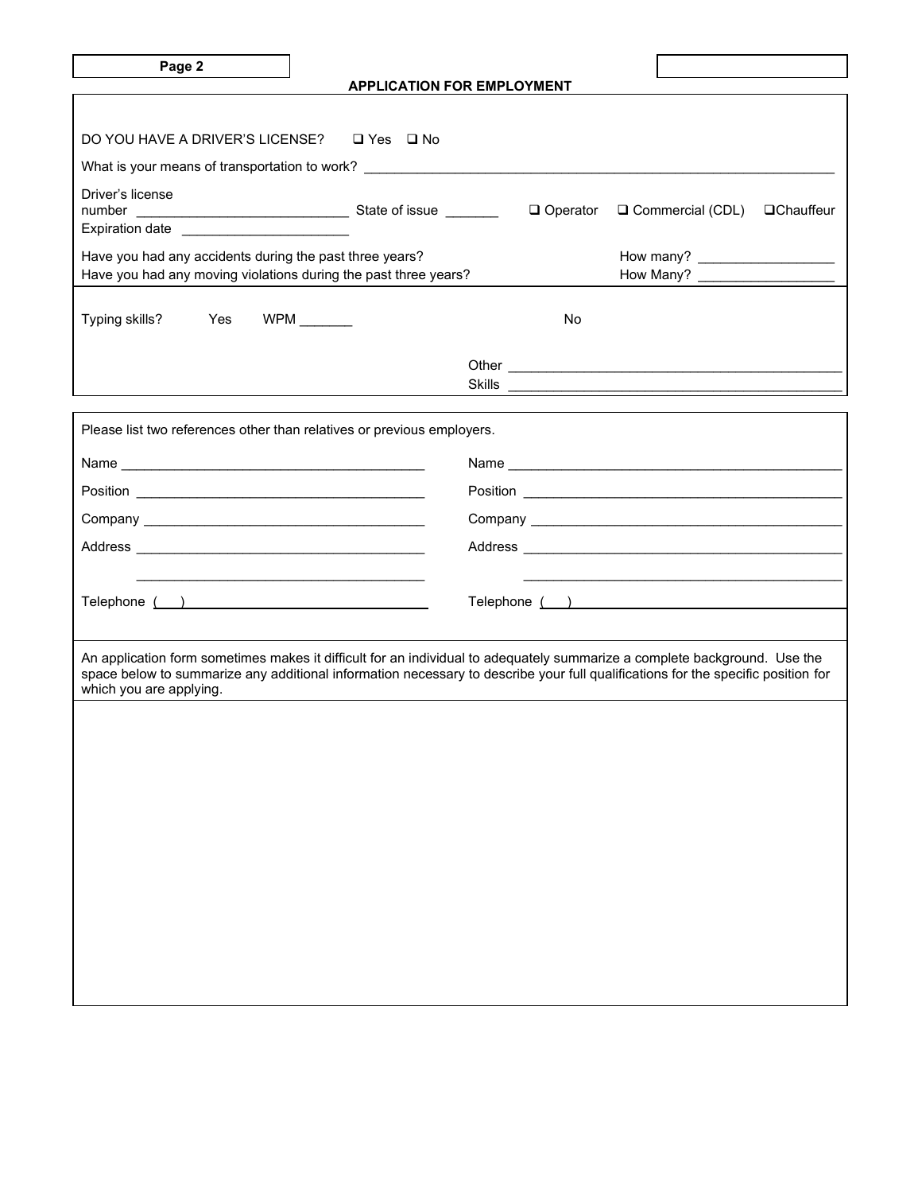**Page 2**

## APPLICATION FOR EMPLOYMENT

DO YOU HAVE A DRIVER'S LICENSE? ☐ Yes ☐ No

What is your means of transportation to work? ___________________________________________

Driver's license number ____________________________ State of issue _______ ☐ Operator ☐ Commercial (CDL) ☐ Chauffeur

Expiration date ______________________

Have you had any accidents during the past three years? How many? __________________

Have you had any moving violations during the past three years? How Many? __________________

Typing skills? Yes WPM _______ No

Other Skills ______________________________________________

Please list two references other than relatives or previous employers.

| | |
|---|---|
| Name _______________________ | Name _______________________ |
| Position _______________________ | Position _______________________ |
| Company _______________________ | Company _______________________ |
| Address _______________________ | Address _______________________ |
| _______________________ | _______________________ |
| Telephone ( ) | Telephone ( ) |

An application form sometimes makes it difficult for an individual to adequately summarize a complete background. Use the space below to summarize any additional information necessary to describe your full qualifications for the specific position for which you are applying.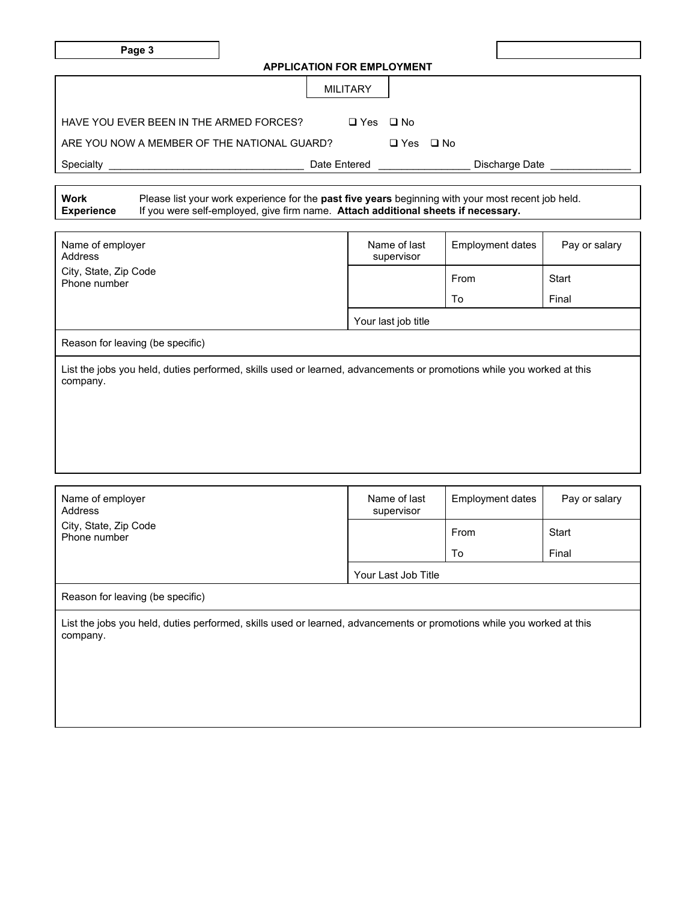## APPLICATION FOR EMPLOYMENT

### MILITARY

HAVE YOU EVER BEEN IN THE ARMED FORCES? ❑ Yes ❑ No

ARE YOU NOW A MEMBER OF THE NATIONAL GUARD? ❑ Yes ❑ No

Specialty ________________________________ Date Entered _______________ Discharge Date ______________

**Work Experience** Please list your work experience for the **past five years** beginning with your most recent job held. If you were self-employed, give firm name. **Attach additional sheets if necessary.**

| Name of employer<br>Address<br>City, State, Zip Code<br>Phone number | Name of last supervisor | Employment dates | Pay or salary |
|---|---|---|---|
| | | From | Start |
| | | To | Final |
| | Your last job title | | |
| Reason for leaving (be specific) | | | |
| List the jobs you held, duties performed, skills used or learned, advancements or promotions while you worked at this company. | | | |

| Name of employer<br>Address<br>City, State, Zip Code<br>Phone number | Name of last supervisor | Employment dates | Pay or salary |
|---|---|---|---|
| | | From | Start |
| | | To | Final |
| | Your Last Job Title | | |
| Reason for leaving (be specific) | | | |
| List the jobs you held, duties performed, skills used or learned, advancements or promotions while you worked at this company. | | | |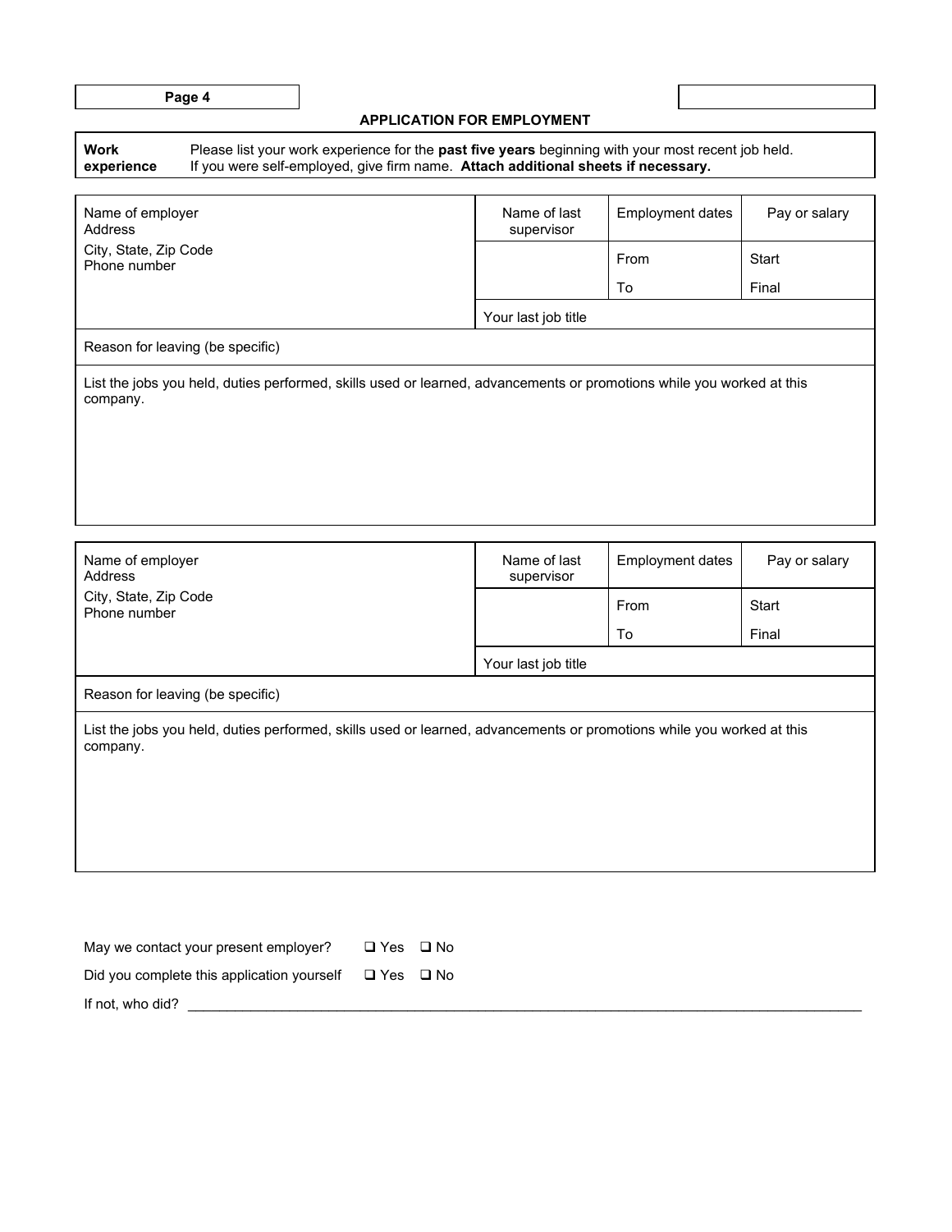## APPLICATION FOR EMPLOYMENT

**Work experience** Please list your work experience for the **past five years** beginning with your most recent job held. If you were self-employed, give firm name. **Attach additional sheets if necessary.**

| Name of employer<br>Address<br>City, State, Zip Code<br>Phone number | Name of last supervisor | Employment dates | Pay or salary |
|---|---|---|---|
| | | From | Start |
| | | To | Final |
| | Your last job title | | |
| Reason for leaving (be specific) | | | |
| List the jobs you held, duties performed, skills used or learned, advancements or promotions while you worked at this company. | | | |

| Name of employer<br>Address<br>City, State, Zip Code<br>Phone number | Name of last supervisor | Employment dates | Pay or salary |
|---|---|---|---|
| | | From | Start |
| | | To | Final |
| | Your last job title | | |
| Reason for leaving (be specific) | | | |
| List the jobs you held, duties performed, skills used or learned, advancements or promotions while you worked at this company. | | | |

May we contact your present employer? ☐ Yes ☐ No

Did you complete this application yourself ☐ Yes ☐ No

If not, who did? ____________________________________________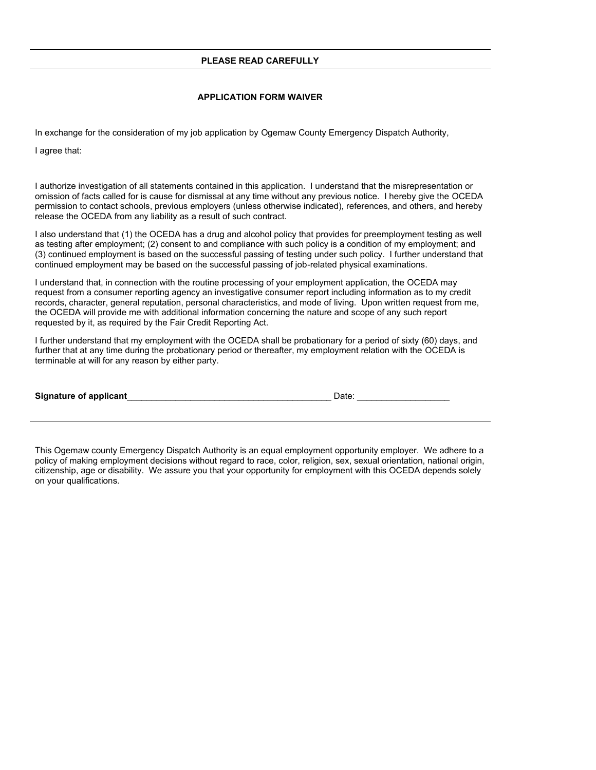**PLEASE READ CAREFULLY**

**APPLICATION FORM WAIVER**

In exchange for the consideration of my job application by Ogemaw County Emergency Dispatch Authority,

I agree that:

I authorize investigation of all statements contained in this application. I understand that the misrepresentation or omission of facts called for is cause for dismissal at any time without any previous notice. I hereby give the OCEDA permission to contact schools, previous employers (unless otherwise indicated), references, and others, and hereby release the OCEDA from any liability as a result of such contract.

I also understand that (1) the OCEDA has a drug and alcohol policy that provides for preemployment testing as well as testing after employment; (2) consent to and compliance with such policy is a condition of my employment; and (3) continued employment is based on the successful passing of testing under such policy. I further understand that continued employment may be based on the successful passing of job-related physical examinations.

I understand that, in connection with the routine processing of your employment application, the OCEDA may request from a consumer reporting agency an investigative consumer report including information as to my credit records, character, general reputation, personal characteristics, and mode of living. Upon written request from me, the OCEDA will provide me with additional information concerning the nature and scope of any such report requested by it, as required by the Fair Credit Reporting Act.

I further understand that my employment with the OCEDA shall be probationary for a period of sixty (60) days, and further that at any time during the probationary period or thereafter, my employment relation with the OCEDA is terminable at will for any reason by either party.

**Signature of applicant**_________________________________________ Date: __________________

---

This Ogemaw county Emergency Dispatch Authority is an equal employment opportunity employer. We adhere to a policy of making employment decisions without regard to race, color, religion, sex, sexual orientation, national origin, citizenship, age or disability. We assure you that your opportunity for employment with this OCEDA depends solely on your qualifications.